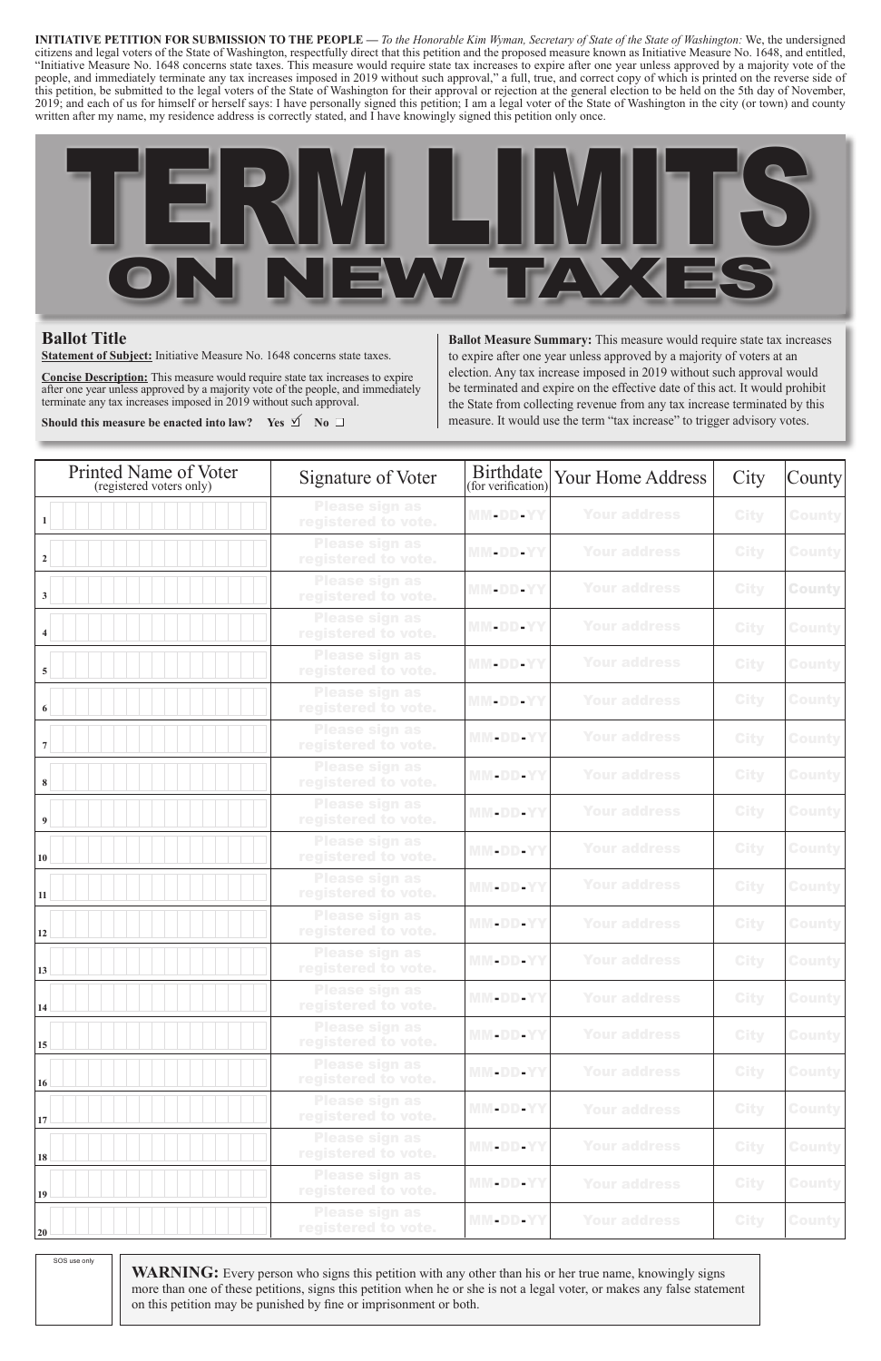**INITIATIVE PETITION FOR SUBMISSION TO THE PEOPLE —** *To the Honorable Kim Wyman, Secretary of State of the State of Washington:* We, the undersigned citizens and legal voters of the State of Washington, respectfully direct that this petition and the proposed measure known as Initiative Measure No. 1648, and entitled, "Initiative Measure No. 1648 concerns state taxes. This measure would require state tax increases to expire after one year unless approved by a majority vote of the people, and immediately terminate any tax increases imposed in 2019 without such approval," a full, true, and correct copy of which is printed on the reverse side of this petition, be submitted to the legal voters of the State of Washington for their approval or rejection at the general election to be held on the 5th day of November, 2019; and each of us for himself or herself says: I have personally signed this petition; I am a legal voter of the State of Washington in the city (or town) and county written after my name, my residence address is correctly stated, and I have knowingly signed this petition only once.

# TERM LIMITS ON NEW TAXES

## Ballot Title

**Statement of Subject:** Initiative Measure No. 1648 concerns state taxes.

**Concise Description:** This measure would require state tax increases to expire after one year unless approved by a majority vote of the people, and immediately terminate any tax increases imposed in 2019 without such approval.

**Should this measure be enacted into law? Yes ☑ No ☐**

**Ballot Measure Summary:** This measure would require state tax increases to expire after one year unless approved by a majority of voters at an election. Any tax increase imposed in 2019 without such approval would be terminated and expire on the effective date of this act. It would prohibit the State from collecting revenue from any tax increase terminated by this measure. It would use the term "tax increase" to trigger advisory votes.

| | Printed Name of Voter (registered voters only) | Signature of Voter | Birthdate (for verification) | Your Home Address | City | County |
|---|---|---|---|---|---|---|
| 1 | | Please sign as registered to vote. | MM-DD-YY | Your address | City | County |
| 2 | | Please sign as registered to vote. | MM-DD-YY | Your address | City | County |
| 3 | | Please sign as registered to vote. | MM-DD-YY | Your address | City | County |
| 4 | | Please sign as registered to vote. | MM-DD-YY | Your address | City | County |
| 5 | | Please sign as registered to vote. | MM-DD-YY | Your address | City | County |
| 6 | | Please sign as registered to vote. | MM-DD-YY | Your address | City | County |
| 7 | | Please sign as registered to vote. | MM-DD-YY | Your address | City | County |
| 8 | | Please sign as registered to vote. | MM-DD-YY | Your address | City | County |
| 9 | | Please sign as registered to vote. | MM-DD-YY | Your address | City | County |
| 10 | | Please sign as registered to vote. | MM-DD-YY | Your address | City | County |
| 11 | | Please sign as registered to vote. | MM-DD-YY | Your address | City | County |
| 12 | | Please sign as registered to vote. | MM-DD-YY | Your address | City | County |
| 13 | | Please sign as registered to vote. | MM-DD-YY | Your address | City | County |
| 14 | | Please sign as registered to vote. | MM-DD-YY | Your address | City | County |
| 15 | | Please sign as registered to vote. | MM-DD-YY | Your address | City | County |
| 16 | | Please sign as registered to vote. | MM-DD-YY | Your address | City | County |
| 17 | | Please sign as registered to vote. | MM-DD-YY | Your address | City | County |
| 18 | | Please sign as registered to vote. | MM-DD-YY | Your address | City | County |
| 19 | | Please sign as registered to vote. | MM-DD-YY | Your address | City | County |
| 20 | | Please sign as registered to vote. | MM-DD-YY | Your address | City | County |

SOS use only

**WARNING:** Every person who signs this petition with any other than his or her true name, knowingly signs more than one of these petitions, signs this petition when he or she is not a legal voter, or makes any false statement on this petition may be punished by fine or imprisonment or both.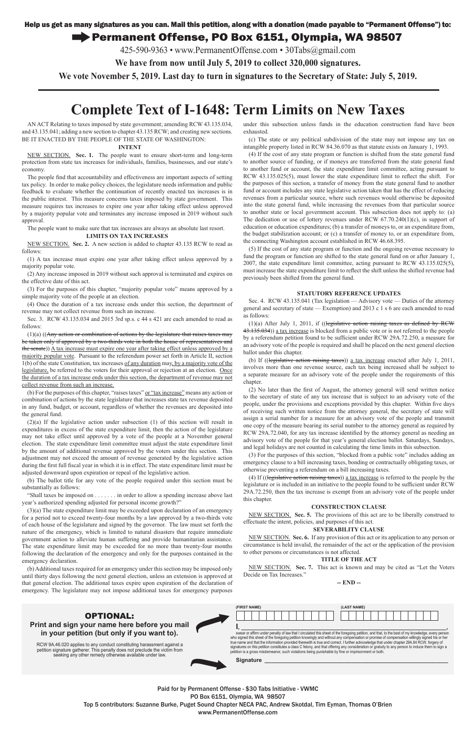**Help us get as many signatures as you can. Mail this petition, along with a donation (made payable to "Permanent Offense") to:**

## ➡ Permanent Offense, PO Box 6151, Olympia, WA 98507

425-590-9363 • www.PermanentOffense.com • 30Tabs@gmail.com

**We have from now until July 5, 2019 to collect 320,000 signatures.**

**We vote November 5, 2019. Last day to turn in signatures to the Secretary of State: July 5, 2019.**

# Complete Text of I-1648: Term Limits on New Taxes

AN ACT Relating to taxes imposed by state government; amending RCW 43.135.034, and 43.135.041; adding a new section to chapter 43.135 RCW; and creating new sections. BE IT ENACTED BY THE PEOPLE OF THE STATE OF WASHINGTON:

**INTENT**

NEW SECTION. **Sec. 1.** The people want to ensure short-term and long-term protection from state tax increases for individuals, families, businesses, and our state's economy.

The people find that accountability and effectiveness are important aspects of setting tax policy. In order to make policy choices, the legislature needs information and public feedback to evaluate whether the continuation of recently enacted tax increases is in the public interest. This measure concerns taxes imposed by state government. This measure requires tax increases to expire one year after taking effect unless approved by a majority popular vote and terminates any increase imposed in 2019 without such approval.

The people want to make sure that tax increases are always an absolute last resort.

**LIMITS ON TAX INCREASES**

NEW SECTION. **Sec. 2.** A new section is added to chapter 43.135 RCW to read as follows:

(1) A tax increase must expire one year after taking effect unless approved by a majority popular vote.

(2) Any increase imposed in 2019 without such approval is terminated and expires on the effective date of this act.

(3) For the purposes of this chapter, "majority popular vote" means approved by a simple majority vote of the people at an election.

(4) Once the duration of a tax increase ends under this section, the department of revenue may not collect revenue from such an increase.

Sec. 3. RCW 43.135.034 and 2015 3rd sp.s. c 44 s 421 are each amended to read as follows:

(1)(a) ((~~Any action or combination of actions by the legislature that raises taxes may be taken only if approved by a two-thirds vote in both the house of representatives and the senate~~)) A tax increase must expire one year after taking effect unless approved by a majority popular vote. Pursuant to the referendum power set forth in Article II, section 1(b) of the state Constitution, tax increases of any duration may, by a majority vote of the legislature, be referred to the voters for their approval or rejection at an election. Once the duration of a tax increase ends under this section, the department of revenue may not collect revenue from such an increase.

(b) For the purposes of this chapter, "raises taxes" or "tax increase" means any action or combination of actions by the state legislature that increases state tax revenue deposited in any fund, budget, or account, regardless of whether the revenues are deposited into the general fund.

(2)(a) If the legislative action under subsection (1) of this section will result in expenditures in excess of the state expenditure limit, then the action of the legislature may not take effect until approved by a vote of the people at a November general election. The state expenditure limit committee must adjust the state expenditure limit by the amount of additional revenue approved by the voters under this section. This adjustment may not exceed the amount of revenue generated by the legislative action during the first full fiscal year in which it is in effect. The state expenditure limit must be adjusted downward upon expiration or repeal of the legislative action.

(b) The ballot title for any vote of the people required under this section must be substantially as follows:

"Shall taxes be imposed on . . . . . . . in order to allow a spending increase above last year's authorized spending adjusted for personal income growth?"

(3)(a) The state expenditure limit may be exceeded upon declaration of an emergency for a period not to exceed twenty-four months by a law approved by a two-thirds vote of each house of the legislature and signed by the governor. The law must set forth the nature of the emergency, which is limited to natural disasters that require immediate government action to alleviate human suffering and provide humanitarian assistance. The state expenditure limit may be exceeded for no more than twenty-four months following the declaration of the emergency and only for the purposes contained in the emergency declaration.

(b) Additional taxes required for an emergency under this section may be imposed only until thirty days following the next general election, unless an extension is approved at that general election. The additional taxes expire upon expiration of the declaration of emergency. The legislature may not impose additional taxes for emergency purposes under this subsection unless funds in the education construction fund have been exhausted.

(c) The state or any political subdivision of the state may not impose any tax on intangible property listed in RCW 84.36.070 as that statute exists on January 1, 1993.

(4) If the cost of any state program or function is shifted from the state general fund to another source of funding, or if moneys are transferred from the state general fund to another fund or account, the state expenditure limit committee, acting pursuant to RCW 43.135.025(5), must lower the state expenditure limit to reflect the shift. For the purposes of this section, a transfer of money from the state general fund to another fund or account includes any state legislative action taken that has the effect of reducing revenues from a particular source, where such revenues would otherwise be deposited into the state general fund, while increasing the revenues from that particular source to another state or local government account. This subsection does not apply to: (a) The dedication or use of lottery revenues under RCW 67.70.240(1)(c), in support of education or education expenditures; (b) a transfer of moneys to, or an expenditure from, the budget stabilization account; or (c) a transfer of moneys to, or an expenditure from, the connecting Washington account established in RCW 46.68.395.

(5) If the cost of any state program or function and the ongoing revenue necessary to fund the program or function are shifted to the state general fund on or after January 1, 2007, the state expenditure limit committee, acting pursuant to RCW 43.135.025(5), must increase the state expenditure limit to reflect the shift unless the shifted revenue had previously been shifted from the general fund.

**STATUTORY REFERENCE UPDATES**

Sec. 4. RCW 43.135.041 (Tax legislation — Advisory vote — Duties of the attorney general and secretary of state — Exemption) and 2013 c 1 s 6 are each amended to read as follows:

(1)(a) After July 1, 2011, if ((~~legislative action raising taxes as defined by RCW 43.135.034~~)) a tax increase is blocked from a public vote or is not referred to the people by a referendum petition found to be sufficient under RCW 29A.72.250, a measure for an advisory vote of the people is required and shall be placed on the next general election ballot under this chapter.

(b) If ((~~legislative action raising taxes~~)) a tax increase enacted after July 1, 2011, involves more than one revenue source, each tax being increased shall be subject to a separate measure for an advisory vote of the people under the requirements of this chapter.

(2) No later than the first of August, the attorney general will send written notice to the secretary of state of any tax increase that is subject to an advisory vote of the people, under the provisions and exceptions provided by this chapter. Within five days of receiving such written notice from the attorney general, the secretary of state will assign a serial number for a measure for an advisory vote of the people and transmit one copy of the measure bearing its serial number to the attorney general as required by RCW 29A.72.040, for any tax increase identified by the attorney general as needing an advisory vote of the people for that year's general election ballot. Saturdays, Sundays, and legal holidays are not counted in calculating the time limits in this subsection.

(3) For the purposes of this section, "blocked from a public vote" includes adding an emergency clause to a bill increasing taxes, bonding or contractually obligating taxes, or otherwise preventing a referendum on a bill increasing taxes.

(4) If ((~~legislative action raising taxes~~)) a tax increase is referred to the people by the legislature or is included in an initiative to the people found to be sufficient under RCW 29A.72.250, then the tax increase is exempt from an advisory vote of the people under this chapter.

**CONSTRUCTION CLAUSE**

NEW SECTION. **Sec. 5.** The provisions of this act are to be liberally construed to effectuate the intent, policies, and purposes of this act.

**SEVERABILITY CLAUSE**

NEW SECTION. **Sec. 6.** If any provision of this act or its application to any person or circumstance is held invalid, the remainder of the act or the application of the provision to other persons or circumstances is not affected.

**TITLE OF THE ACT**

NEW SECTION. **Sec. 7.** This act is known and may be cited as "Let the Voters Decide on Tax Increases."

**-- END --**

### OPTIONAL:

**Print and sign your name here before you mail in your petition (but only if you want to).**

RCW 9A.46.020 applies to any conduct constituting harassment against a petition signature gatherer. This penalty does not preclude the victim from seeking any other remedy otherwise available under law.

(FIRST NAME) (LAST NAME)

I, ______________________________,

swear or affirm under penalty of law that I circulated this sheet of the foregoing petition, and that, to the best of my knowledge, every person who signed this sheet of the foregoing petition knowingly and without any compensation or promise of compensation willingly signed his or her true name and that the information provided therewith is true and correct. I further acknowledge that under chapter 29A.84 RCW, forgery of signatures on this petition constitutes a class C felony, and that offering any consideration or gratuity to any person to induce them to sign a petition is a gross misdemeanor, such violations being punishable by fine or imprisonment or both.

Signature ______________________________

Paid for by Permanent Offense - $30 Tabs Initiative - VWMC
PO Box 6151, Olympia, WA 98507
Top 5 contributors: Suzanne Burke, Puget Sound Chapter NECA PAC, Andrew Skotdal, Tim Eyman, Thomas O'Brien
www.PermanentOffense.com